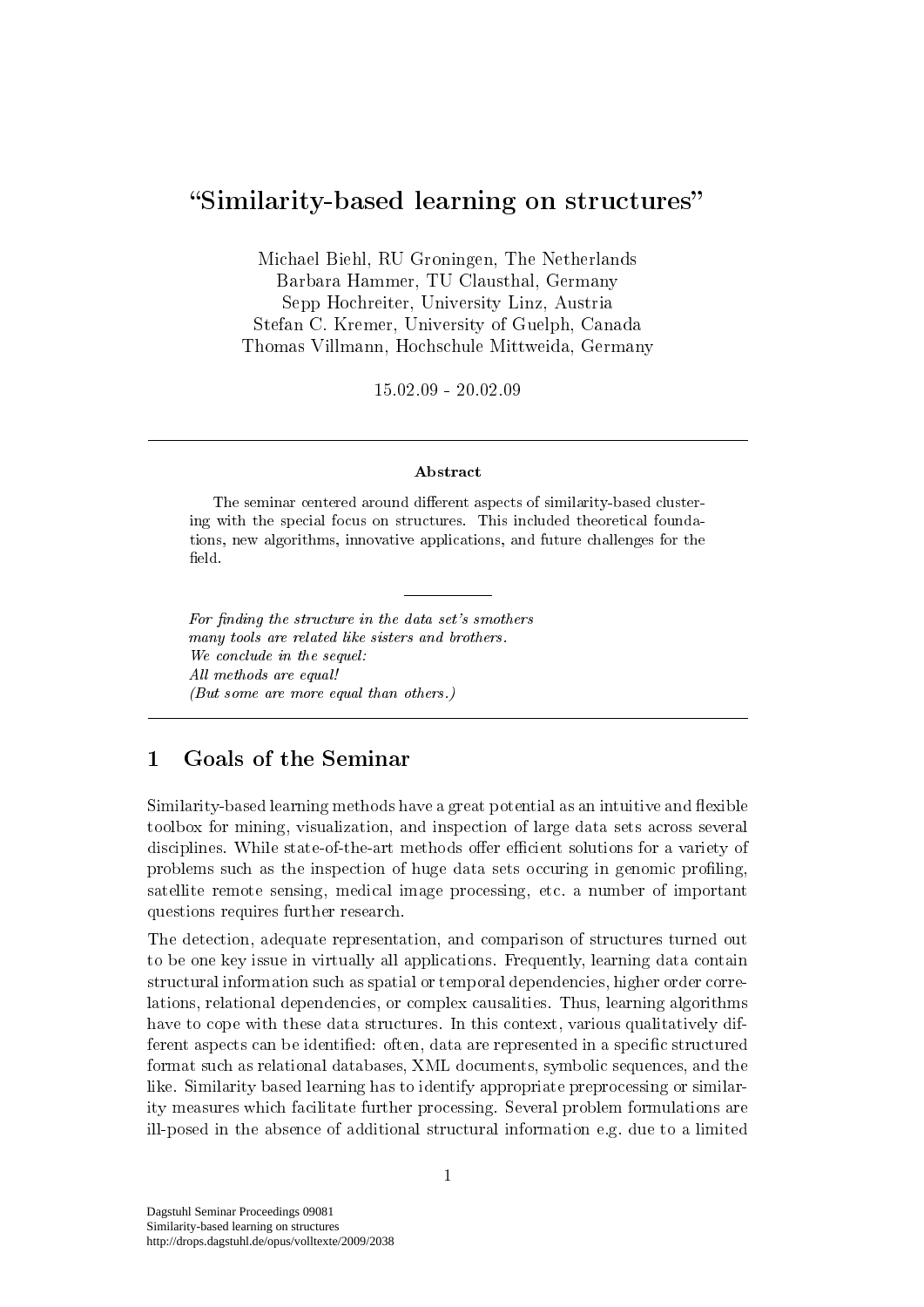# "Similarity-based learning on structures"

Michael Biehl, RU Groningen, The Netherlands
Barbara Hammer, TU Clausthal, Germany
Sepp Hochreiter, University Linz, Austria
Stefan C. Kremer, University of Guelph, Canada
Thomas Villmann, Hochschule Mittweida, Germany

15.02.09 - 20.02.09

---

**Abstract**

The seminar centered around different aspects of similarity-based clustering with the special focus on structures. This included theoretical foundations, new algorithms, innovative applications, and future challenges for the field.

---

*For finding the structure in the data set's smothers*
*many tools are related like sisters and brothers.*
*We conclude in the sequel:*
*All methods are equal!*
*(But some are more equal than others.)*

---

## 1 Goals of the Seminar

Similarity-based learning methods have a great potential as an intuitive and flexible toolbox for mining, visualization, and inspection of large data sets across several disciplines. While state-of-the-art methods offer efficient solutions for a variety of problems such as the inspection of huge data sets occuring in genomic profiling, satellite remote sensing, medical image processing, etc. a number of important questions requires further research.

The detection, adequate representation, and comparison of structures turned out to be one key issue in virtually all applications. Frequently, learning data contain structural information such as spatial or temporal dependencies, higher order correlations, relational dependencies, or complex causalities. Thus, learning algorithms have to cope with these data structures. In this context, various qualitatively different aspects can be identified: often, data are represented in a specific structured format such as relational databases, XML documents, symbolic sequences, and the like. Similarity based learning has to identify appropriate preprocessing or similarity measures which facilitate further processing. Several problem formulations are ill-posed in the absence of additional structural information e.g. due to a limited

Dagstuhl Seminar Proceedings 09081
Similarity-based learning on structures
http://drops.dagstuhl.de/opus/volltexte/2009/2038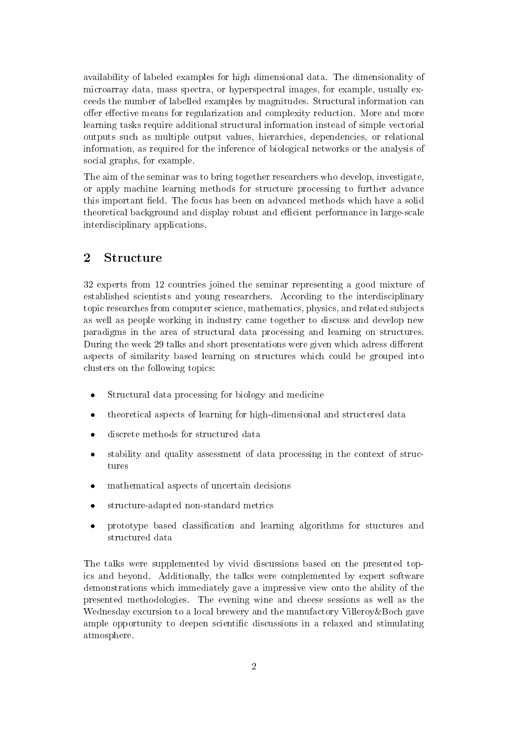availability of labeled examples for high dimensional data. The dimensionality of microarray data, mass spectra, or hyperspectral images, for example, usually exceeds the number of labelled examples by magnitudes. Structural information can offer effective means for regularization and complexity reduction. More and more learning tasks require additional structural information instead of simple vectorial outputs such as multiple output values, hierarchies, dependencies, or relational information, as required for the inference of biological networks or the analysis of social graphs, for example.

The aim of the seminar was to bring together researchers who develop, investigate, or apply machine learning methods for structure processing to further advance this important field. The focus has been on advanced methods which have a solid theoretical background and display robust and efficient performance in large-scale interdisciplinary applications.

## 2 Structure

32 experts from 12 countries joined the seminar representing a good mixture of established scientists and young researchers. According to the interdisciplinary topic researches from computer science, mathematics, physics, and related subjects as well as people working in industry came together to discuss and develop new paradigms in the area of structural data processing and learning on structures. During the week 29 talks and short presentations were given which adress different aspects of similarity based learning on structures which could be grouped into clusters on the following topics:

- Structural data processing for biology and medicine
- theoretical aspects of learning for high-dimensional and structered data
- discrete methods for structured data
- stability and quality assessment of data processing in the context of structures
- mathematical aspects of uncertain decisions
- structure-adapted non-standard metrics
- prototype based classification and learning algorithms for stuctures and structured data

The talks were supplemented by vivid discussions based on the presented topics and beyond. Additionally, the talks were complemented by expert software demonstrations which immediately gave a impressive view onto the ability of the presented methodologies. The evening wine and cheese sessions as well as the Wednesday excursion to a local brewery and the manufactory Villeroy&Boch gave ample opportunity to deepen scientific discussions in a relaxed and stimulating atmosphere.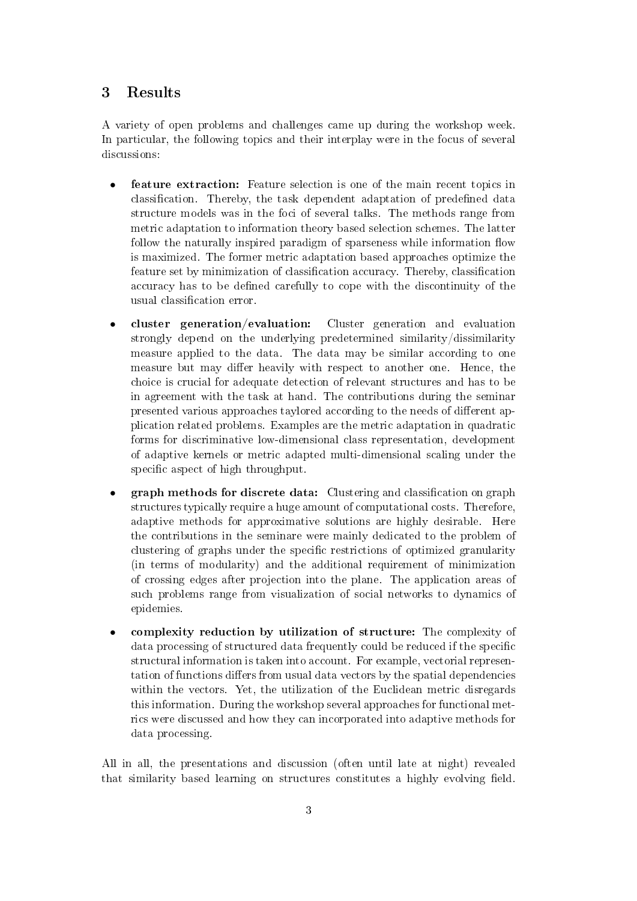## 3 Results

A variety of open problems and challenges came up during the workshop week. In particular, the following topics and their interplay were in the focus of several discussions:

- **feature extraction:** Feature selection is one of the main recent topics in classification. Thereby, the task dependent adaptation of predefined data structure models was in the foci of several talks. The methods range from metric adaptation to information theory based selection schemes. The latter follow the naturally inspired paradigm of sparseness while information flow is maximized. The former metric adaptation based approaches optimize the feature set by minimization of classification accuracy. Thereby, classification accuracy has to be defined carefully to cope with the discontinuity of the usual classification error.

- **cluster generation/evaluation:** Cluster generation and evaluation strongly depend on the underlying predetermined similarity/dissimilarity measure applied to the data. The data may be similar according to one measure but may differ heavily with respect to another one. Hence, the choice is crucial for adequate detection of relevant structures and has to be in agreement with the task at hand. The contributions during the seminar presented various approaches taylored according to the needs of different application related problems. Examples are the metric adaptation in quadratic forms for discriminative low-dimensional class representation, development of adaptive kernels or metric adapted multi-dimensional scaling under the specific aspect of high throughput.

- **graph methods for discrete data:** Clustering and classification on graph structures typically require a huge amount of computational costs. Therefore, adaptive methods for approximative solutions are highly desirable. Here the contributions in the seminare were mainly dedicated to the problem of clustering of graphs under the specific restrictions of optimized granularity (in terms of modularity) and the additional requirement of minimization of crossing edges after projection into the plane. The application areas of such problems range from visualization of social networks to dynamics of epidemies.

- **complexity reduction by utilization of structure:** The complexity of data processing of structured data frequently could be reduced if the specific structural information is taken into account. For example, vectorial representation of functions differs from usual data vectors by the spatial dependencies within the vectors. Yet, the utilization of the Euclidean metric disregards this information. During the workshop several approaches for functional metrics were discussed and how they can incorporated into adaptive methods for data processing.

All in all, the presentations and discussion (often until late at night) revealed that similarity based learning on structures constitutes a highly evolving field.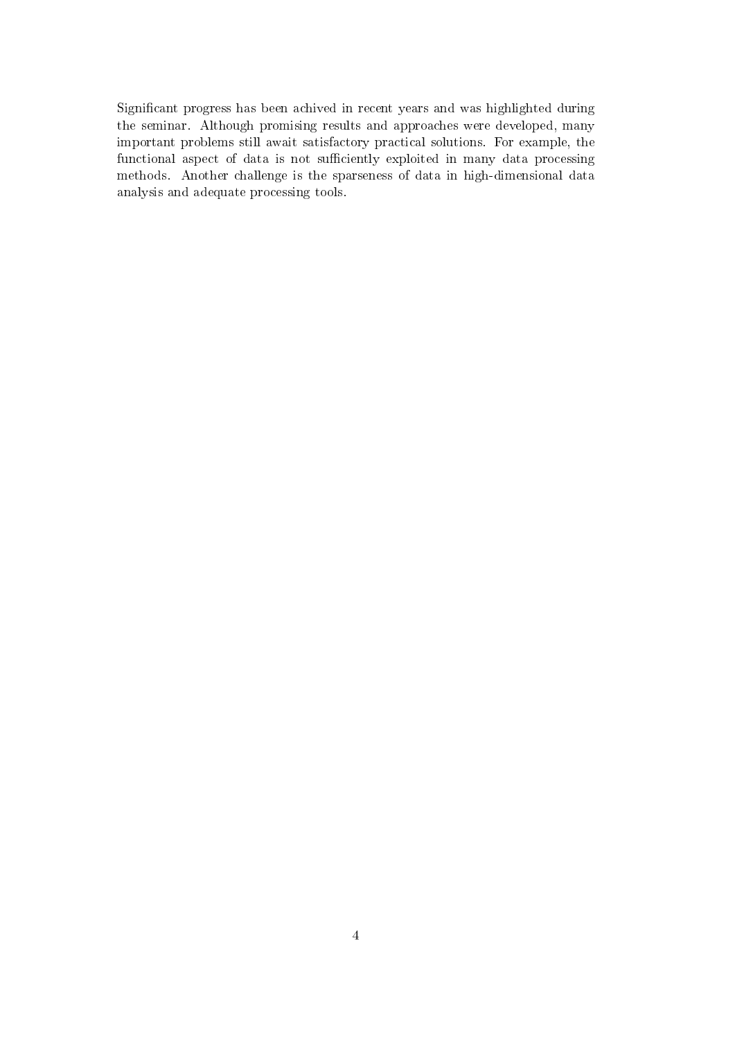Significant progress has been achived in recent years and was highlighted during the seminar. Although promising results and approaches were developed, many important problems still await satisfactory practical solutions. For example, the functional aspect of data is not sufficiently exploited in many data processing methods. Another challenge is the sparseness of data in high-dimensional data analysis and adequate processing tools.